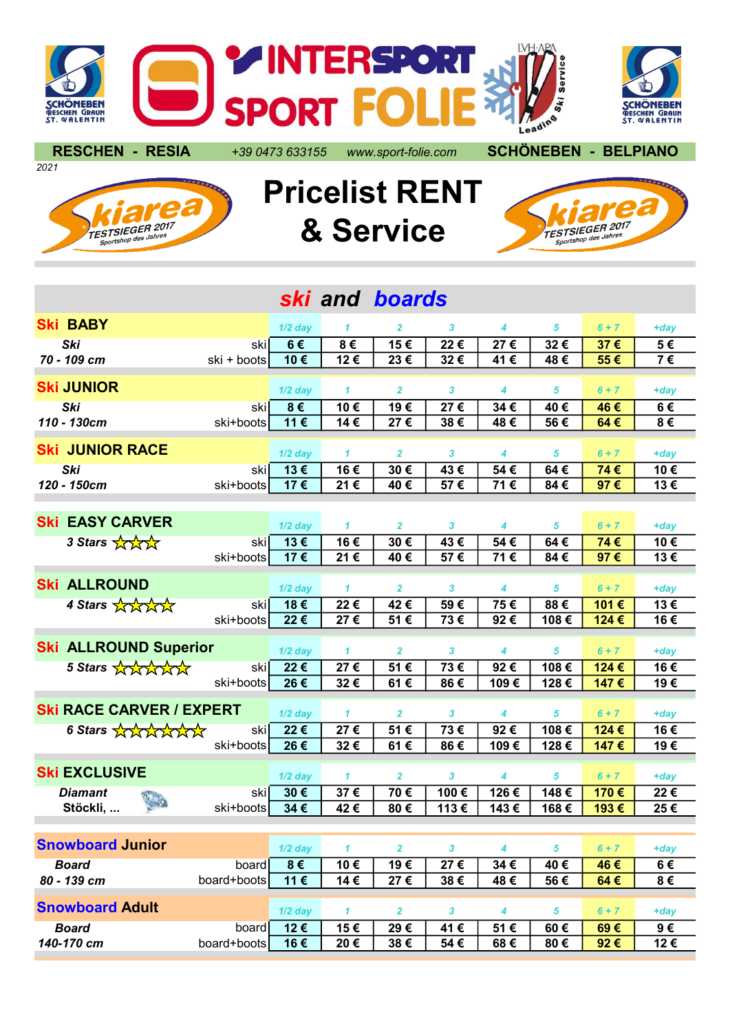RESCHEN - RESIA | +39 0473 633155 | www.sport-folie.com | SCHÖNEBEN - BELPIANO

2021

# Pricelist RENT & Service

## ski and boards

| Ski BABY | | 1/2 day | 1 | 2 | 3 | 4 | 5 | 6 + 7 | +day |
|---|---|---|---|---|---|---|---|---|---|
| Ski | ski | 6 € | 8 € | 15 € | 22 € | 27 € | 32 € | 37 € | 5 € |
| 70 - 109 cm | ski + boots | 10 € | 12 € | 23 € | 32 € | 41 € | 48 € | 55 € | 7 € |

| Ski JUNIOR | | 1/2 day | 1 | 2 | 3 | 4 | 5 | 6 + 7 | +day |
|---|---|---|---|---|---|---|---|---|---|
| Ski | ski | 8 € | 10 € | 19 € | 27 € | 34 € | 40 € | 46 € | 6 € |
| 110 - 130cm | ski+boots | 11 € | 14 € | 27 € | 38 € | 48 € | 56 € | 64 € | 8 € |

| Ski JUNIOR RACE | | 1/2 day | 1 | 2 | 3 | 4 | 5 | 6 + 7 | +day |
|---|---|---|---|---|---|---|---|---|---|
| Ski | ski | 13 € | 16 € | 30 € | 43 € | 54 € | 64 € | 74 € | 10 € |
| 120 - 150cm | ski+boots | 17 € | 21 € | 40 € | 57 € | 71 € | 84 € | 97 € | 13 € |

| Ski EASY CARVER | | 1/2 day | 1 | 2 | 3 | 4 | 5 | 6 + 7 | +day |
|---|---|---|---|---|---|---|---|---|---|
| 3 Stars ☆☆☆ | ski | 13 € | 16 € | 30 € | 43 € | 54 € | 64 € | 74 € | 10 € |
| | ski+boots | 17 € | 21 € | 40 € | 57 € | 71 € | 84 € | 97 € | 13 € |

| Ski ALLROUND | | 1/2 day | 1 | 2 | 3 | 4 | 5 | 6 + 7 | +day |
|---|---|---|---|---|---|---|---|---|---|
| 4 Stars ☆☆☆☆ | ski | 18 € | 22 € | 42 € | 59 € | 75 € | 88 € | 101 € | 13 € |
| | ski+boots | 22 € | 27 € | 51 € | 73 € | 92 € | 108 € | 124 € | 16 € |

| Ski ALLROUND Superior | | 1/2 day | 1 | 2 | 3 | 4 | 5 | 6 + 7 | +day |
|---|---|---|---|---|---|---|---|---|---|
| 5 Stars ☆☆☆☆☆ | ski | 22 € | 27 € | 51 € | 73 € | 92 € | 108 € | 124 € | 16 € |
| | ski+boots | 26 € | 32 € | 61 € | 86 € | 109 € | 128 € | 147 € | 19 € |

| Ski RACE CARVER / EXPERT | | 1/2 day | 1 | 2 | 3 | 4 | 5 | 6 + 7 | +day |
|---|---|---|---|---|---|---|---|---|---|
| 6 Stars ☆☆☆☆☆☆ | ski | 22 € | 27 € | 51 € | 73 € | 92 € | 108 € | 124 € | 16 € |
| | ski+boots | 26 € | 32 € | 61 € | 86 € | 109 € | 128 € | 147 € | 19 € |

| Ski EXCLUSIVE | | 1/2 day | 1 | 2 | 3 | 4 | 5 | 6 + 7 | +day |
|---|---|---|---|---|---|---|---|---|---|
| Diamant | ski | 30 € | 37 € | 70 € | 100 € | 126 € | 148 € | 170 € | 22 € |
| Stöckli, ... | ski+boots | 34 € | 42 € | 80 € | 113 € | 143 € | 168 € | 193 € | 25 € |

| Snowboard Junior | | 1/2 day | 1 | 2 | 3 | 4 | 5 | 6 + 7 | +day |
|---|---|---|---|---|---|---|---|---|---|
| Board | board | 8 € | 10 € | 19 € | 27 € | 34 € | 40 € | 46 € | 6 € |
| 80 - 139 cm | board+boots | 11 € | 14 € | 27 € | 38 € | 48 € | 56 € | 64 € | 8 € |

| Snowboard Adult | | 1/2 day | 1 | 2 | 3 | 4 | 5 | 6 + 7 | +day |
|---|---|---|---|---|---|---|---|---|---|
| Board | board | 12 € | 15 € | 29 € | 41 € | 51 € | 60 € | 69 € | 9 € |
| 140-170 cm | board+boots | 16 € | 20 € | 38 € | 54 € | 68 € | 80 € | 92 € | 12 € |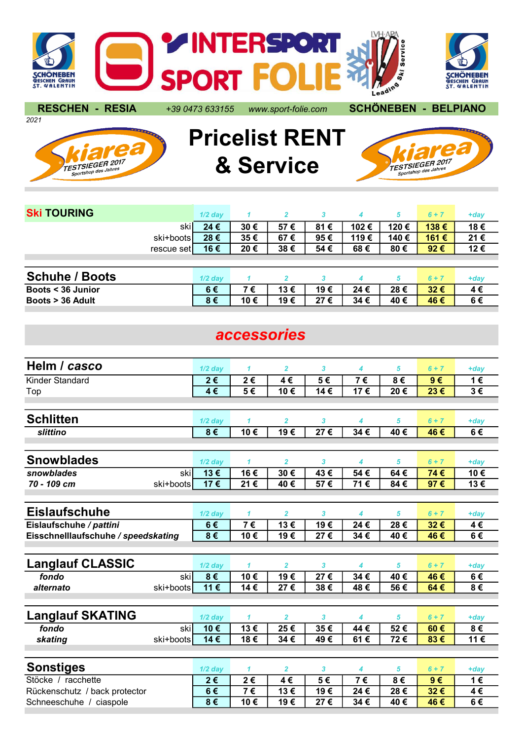SCHÖNEBEN RESCHEN GRAUN ST. VALENTIN

INTERSPORT SPORT FOLIE

LVH·APA Leading Ski Service

SCHÖNEBEN RESCHEN GRAUN ST. VALENTIN

**RESCHEN - RESIA** +39 0473 633155 www.sport-folie.com **SCHÖNEBEN - BELPIANO**

2021

skiarea TESTSIEGER 2017 Sportshop des Jahres

# Pricelist RENT & Service

skiarea TESTSIEGER 2017 Sportshop des Jahres

| Ski TOURING | 1/2 day | 1 | 2 | 3 | 4 | 5 | 6 + 7 | +day |
|---|---|---|---|---|---|---|---|---|
| ski | 24 € | 30 € | 57 € | 81 € | 102 € | 120 € | 138 € | 18 € |
| ski+boots | 28 € | 35 € | 67 € | 95 € | 119 € | 140 € | 161 € | 21 € |
| rescue set | 16 € | 20 € | 38 € | 54 € | 68 € | 80 € | 92 € | 12 € |

| Schuhe / Boots | 1/2 day | 1 | 2 | 3 | 4 | 5 | 6 + 7 | +day |
|---|---|---|---|---|---|---|---|---|
| **Boots < 36 Junior** | 6 € | 7 € | 13 € | 19 € | 24 € | 28 € | 32 € | 4 € |
| **Boots > 36 Adult** | 8 € | 10 € | 19 € | 27 € | 34 € | 40 € | 46 € | 6 € |

## *accessories*

| Helm / *casco* | 1/2 day | 1 | 2 | 3 | 4 | 5 | 6 + 7 | +day |
|---|---|---|---|---|---|---|---|---|
| Kinder Standard | 2 € | 2 € | 4 € | 5 € | 7 € | 8 € | 9 € | 1 € |
| Top | 4 € | 5 € | 10 € | 14 € | 17 € | 20 € | 23 € | 3 € |

| Schlitten | 1/2 day | 1 | 2 | 3 | 4 | 5 | 6 + 7 | +day |
|---|---|---|---|---|---|---|---|---|
| *slittino* | 8 € | 10 € | 19 € | 27 € | 34 € | 40 € | 46 € | 6 € |

| Snowblades | | 1/2 day | 1 | 2 | 3 | 4 | 5 | 6 + 7 | +day |
|---|---|---|---|---|---|---|---|---|---|
| *snowblades* | ski | 13 € | 16 € | 30 € | 43 € | 54 € | 64 € | 74 € | 10 € |
| *70 - 109 cm* | ski+boots | 17 € | 21 € | 40 € | 57 € | 71 € | 84 € | 97 € | 13 € |

| Eislaufschuhe | 1/2 day | 1 | 2 | 3 | 4 | 5 | 6 + 7 | +day |
|---|---|---|---|---|---|---|---|---|
| **Eislaufschuhe / *pattini*** | 6 € | 7 € | 13 € | 19 € | 24 € | 28 € | 32 € | 4 € |
| **Eisschnelllaufschuhe / *speedskating*** | 8 € | 10 € | 19 € | 27 € | 34 € | 40 € | 46 € | 6 € |

| Langlauf CLASSIC | | 1/2 day | 1 | 2 | 3 | 4 | 5 | 6 + 7 | +day |
|---|---|---|---|---|---|---|---|---|---|
| *fondo* | ski | 8 € | 10 € | 19 € | 27 € | 34 € | 40 € | 46 € | 6 € |
| *alternato* | ski+boots | 11 € | 14 € | 27 € | 38 € | 48 € | 56 € | 64 € | 8 € |

| Langlauf SKATING | | 1/2 day | 1 | 2 | 3 | 4 | 5 | 6 + 7 | +day |
|---|---|---|---|---|---|---|---|---|---|
| *fondo* | ski | 10 € | 13 € | 25 € | 35 € | 44 € | 52 € | 60 € | 8 € |
| *skating* | ski+boots | 14 € | 18 € | 34 € | 49 € | 61 € | 72 € | 83 € | 11 € |

| Sonstiges | 1/2 day | 1 | 2 | 3 | 4 | 5 | 6 + 7 | +day |
|---|---|---|---|---|---|---|---|---|
| Stöcke / racchette | 2 € | 2 € | 4 € | 5 € | 7 € | 8 € | 9 € | 1 € |
| Rückenschutz / back protector | 6 € | 7 € | 13 € | 19 € | 24 € | 28 € | 32 € | 4 € |
| Schneeschuhe / ciaspole | 8 € | 10 € | 19 € | 27 € | 34 € | 40 € | 46 € | 6 € |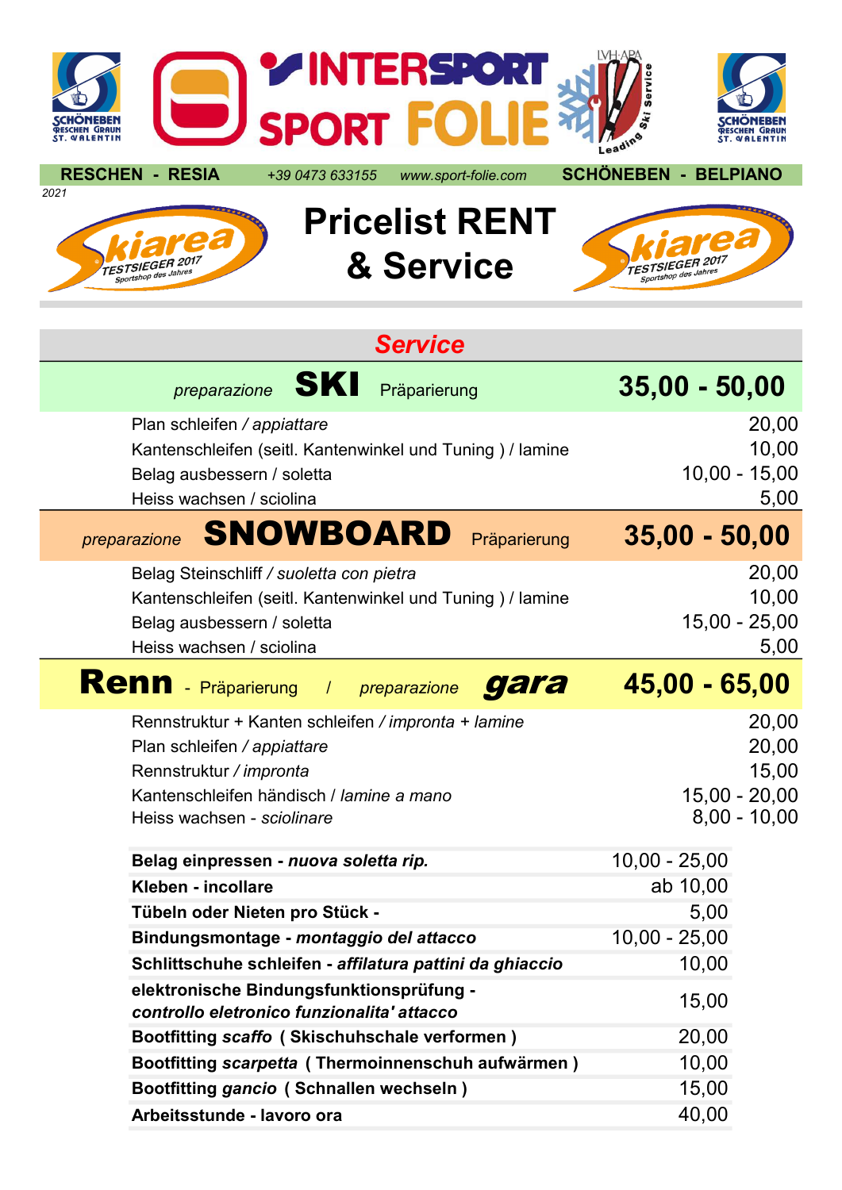**SCHÖNEBEN**
RESCHEN GRAUN
ST. VALENTIN

INTERSPORT SPORT FOLIE

LVH-APA Leading Ski Service

**RESCHEN - RESIA** *+39 0473 633155* *www.sport-folie.com* **SCHÖNEBEN - BELPIANO**

*2021*

kiarea TESTSIEGER 2017 Sportshop des Jahres

# Pricelist RENT & Service

## *Service*

| | |
|---|---|
| *preparazione* **SKI** Präparierung | **35,00 - 50,00** |
| Plan schleifen / *appiattare* | 20,00 |
| Kantenschleifen (seitl. Kantenwinkel und Tuning ) / lamine | 10,00 |
| Belag ausbessern / soletta | 10,00 - 15,00 |
| Heiss wachsen / sciolina | 5,00 |
| *preparazione* **SNOWBOARD** Präparierung | **35,00 - 50,00** |
| Belag Steinschliff / *suoletta con pietra* | 20,00 |
| Kantenschleifen (seitl. Kantenwinkel und Tuning ) / lamine | 10,00 |
| Belag ausbessern / soletta | 15,00 - 25,00 |
| Heiss wachsen / sciolina | 5,00 |
| **Renn** - Präparierung / *preparazione* ***gara*** | **45,00 - 65,00** |
| Rennstruktur + Kanten schleifen / *impronta + lamine* | 20,00 |
| Plan schleifen / *appiattare* | 20,00 |
| Rennstruktur / *impronta* | 15,00 |
| Kantenschleifen händisch / *lamine a mano* | 15,00 - 20,00 |
| Heiss wachsen - *sciolinare* | 8,00 - 10,00 |

| | |
|---|---|
| **Belag einpressen - *nuova soletta rip.*** | 10,00 - 25,00 |
| **Kleben - incollare** | ab 10,00 |
| **Tübeln oder Nieten pro Stück -** | 5,00 |
| **Bindungsmontage - *montaggio del attacco*** | 10,00 - 25,00 |
| **Schlittschuhe schleifen - *affilatura pattini da ghiaccio*** | 10,00 |
| **elektronische Bindungsfunktionsprüfung - *controllo eletronico funzionalita' attacco*** | 15,00 |
| **Bootfitting *scaffo* ( Skischuhschale verformen )** | 20,00 |
| **Bootfitting *scarpetta* ( Thermoinnenschuh aufwärmen )** | 10,00 |
| **Bootfitting *gancio* ( Schnallen wechseln )** | 15,00 |
| **Arbeitsstunde - lavoro ora** | 40,00 |